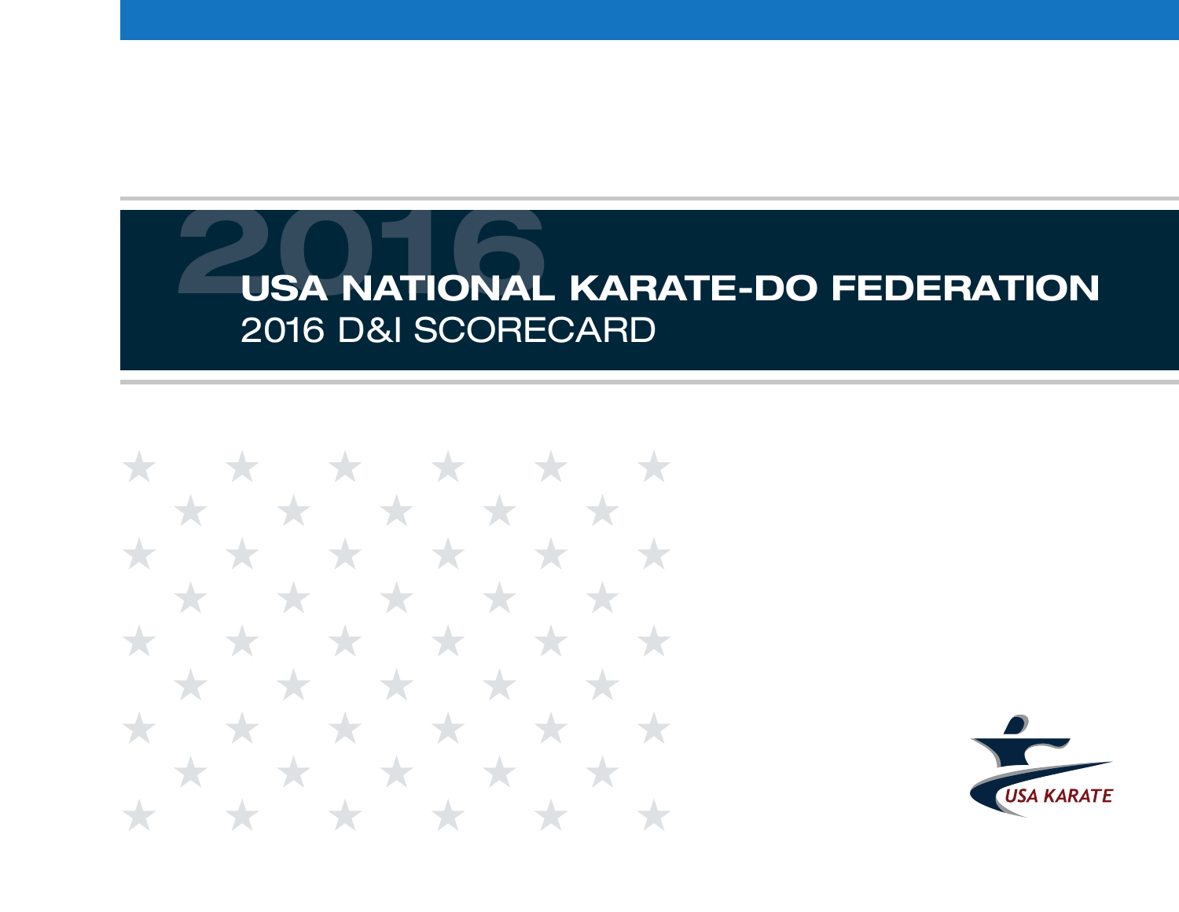# USA NATIONAL KARATE-DO FEDERATION

## 2016 D&I SCORECARD

USA KARATE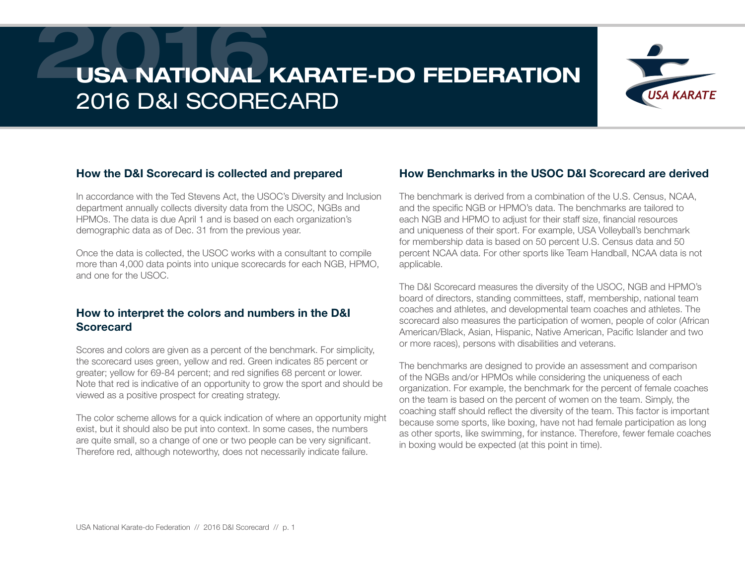# USA NATIONAL KARATE-DO FEDERATION
# 2016 D&I SCORECARD

## How the D&I Scorecard is collected and prepared

In accordance with the Ted Stevens Act, the USOC's Diversity and Inclusion department annually collects diversity data from the USOC, NGBs and HPMOs. The data is due April 1 and is based on each organization's demographic data as of Dec. 31 from the previous year.

Once the data is collected, the USOC works with a consultant to compile more than 4,000 data points into unique scorecards for each NGB, HPMO, and one for the USOC.

## How to interpret the colors and numbers in the D&I Scorecard

Scores and colors are given as a percent of the benchmark. For simplicity, the scorecard uses green, yellow and red. Green indicates 85 percent or greater; yellow for 69-84 percent; and red signifies 68 percent or lower. Note that red is indicative of an opportunity to grow the sport and should be viewed as a positive prospect for creating strategy.

The color scheme allows for a quick indication of where an opportunity might exist, but it should also be put into context. In some cases, the numbers are quite small, so a change of one or two people can be very significant. Therefore red, although noteworthy, does not necessarily indicate failure.

## How Benchmarks in the USOC D&I Scorecard are derived

The benchmark is derived from a combination of the U.S. Census, NCAA, and the specific NGB or HPMO's data. The benchmarks are tailored to each NGB and HPMO to adjust for their staff size, financial resources and uniqueness of their sport. For example, USA Volleyball's benchmark for membership data is based on 50 percent U.S. Census data and 50 percent NCAA data. For other sports like Team Handball, NCAA data is not applicable.

The D&I Scorecard measures the diversity of the USOC, NGB and HPMO's board of directors, standing committees, staff, membership, national team coaches and athletes, and developmental team coaches and athletes. The scorecard also measures the participation of women, people of color (African American/Black, Asian, Hispanic, Native American, Pacific Islander and two or more races), persons with disabilities and veterans.

The benchmarks are designed to provide an assessment and comparison of the NGBs and/or HPMOs while considering the uniqueness of each organization. For example, the benchmark for the percent of female coaches on the team is based on the percent of women on the team. Simply, the coaching staff should reflect the diversity of the team. This factor is important because some sports, like boxing, have not had female participation as long as other sports, like swimming, for instance. Therefore, fewer female coaches in boxing would be expected (at this point in time).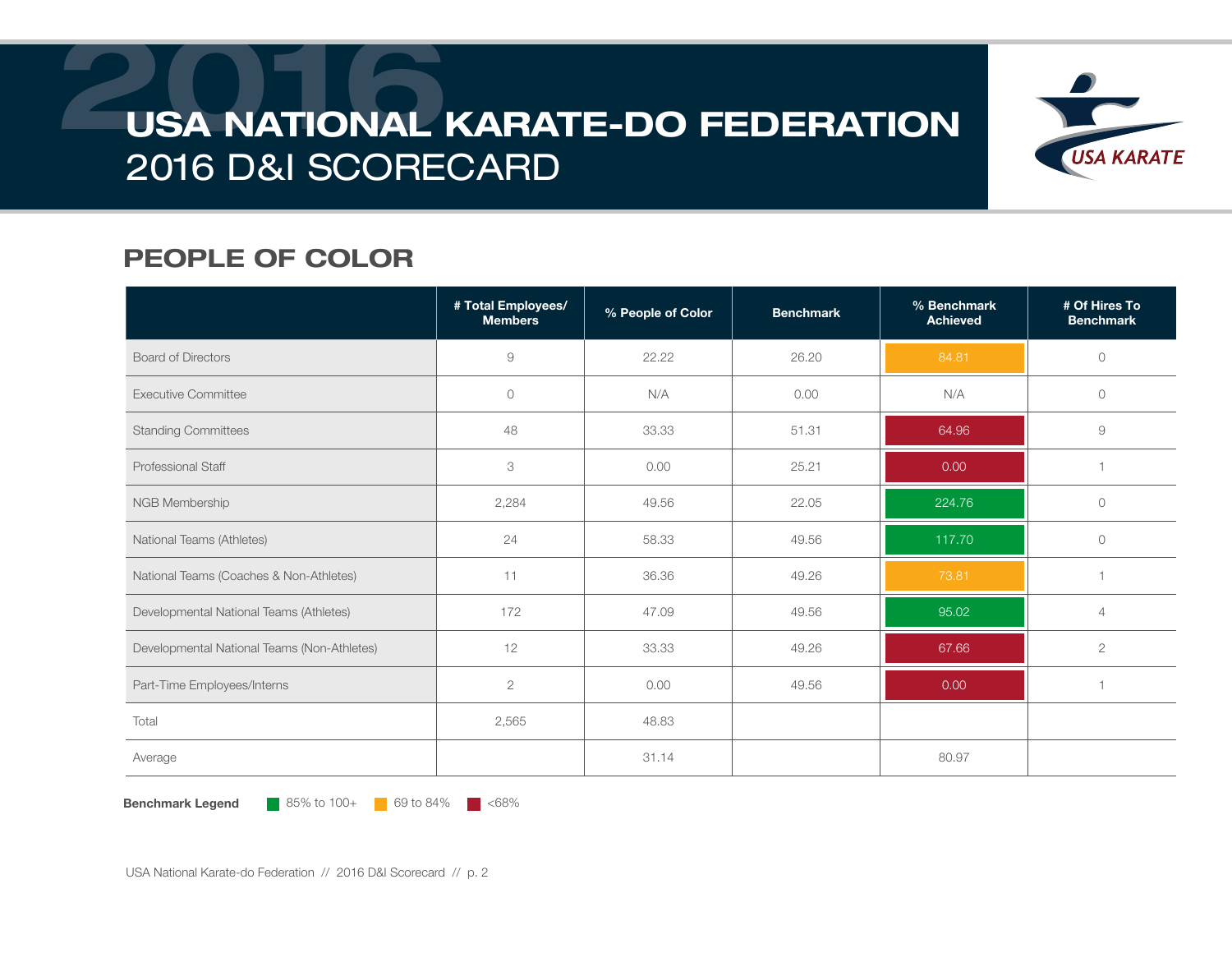# USA NATIONAL KARATE-DO FEDERATION
## 2016 D&I SCORECARD

## PEOPLE OF COLOR

| | # Total Employees/ Members | % People of Color | Benchmark | % Benchmark Achieved | # Of Hires To Benchmark |
|---|---|---|---|---|---|
| Board of Directors | 9 | 22.22 | 26.20 | 84.81 | 0 |
| Executive Committee | 0 | N/A | 0.00 | N/A | 0 |
| Standing Committees | 48 | 33.33 | 51.31 | 64.96 | 9 |
| Professional Staff | 3 | 0.00 | 25.21 | 0.00 | 1 |
| NGB Membership | 2,284 | 49.56 | 22.05 | 224.76 | 0 |
| National Teams (Athletes) | 24 | 58.33 | 49.56 | 117.70 | 0 |
| National Teams (Coaches & Non-Athletes) | 11 | 36.36 | 49.26 | 73.81 | 1 |
| Developmental National Teams (Athletes) | 172 | 47.09 | 49.56 | 95.02 | 4 |
| Developmental National Teams (Non-Athletes) | 12 | 33.33 | 49.26 | 67.66 | 2 |
| Part-Time Employees/Interns | 2 | 0.00 | 49.56 | 0.00 | 1 |
| Total | 2,565 | 48.83 | | | |
| Average | | 31.14 | | 80.97 | |

**Benchmark Legend** 85% to 100+ | 69 to 84% | <68%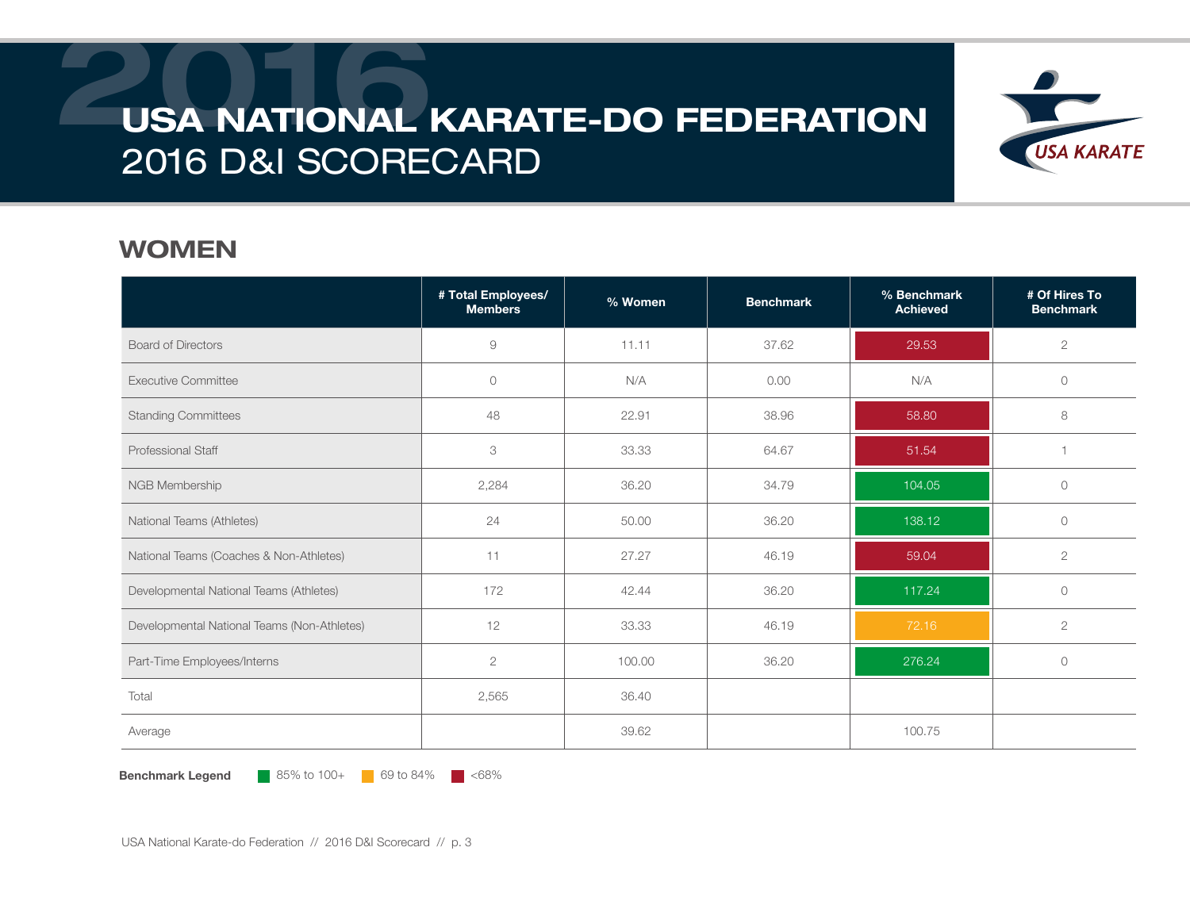# USA NATIONAL KARATE-DO FEDERATION
## 2016 D&I SCORECARD

## WOMEN

| | # Total Employees/ Members | % Women | Benchmark | % Benchmark Achieved | # Of Hires To Benchmark |
|---|---|---|---|---|---|
| Board of Directors | 9 | 11.11 | 37.62 | 29.53 | 2 |
| Executive Committee | 0 | N/A | 0.00 | N/A | 0 |
| Standing Committees | 48 | 22.91 | 38.96 | 58.80 | 8 |
| Professional Staff | 3 | 33.33 | 64.67 | 51.54 | 1 |
| NGB Membership | 2,284 | 36.20 | 34.79 | 104.05 | 0 |
| National Teams (Athletes) | 24 | 50.00 | 36.20 | 138.12 | 0 |
| National Teams (Coaches & Non-Athletes) | 11 | 27.27 | 46.19 | 59.04 | 2 |
| Developmental National Teams (Athletes) | 172 | 42.44 | 36.20 | 117.24 | 0 |
| Developmental National Teams (Non-Athletes) | 12 | 33.33 | 46.19 | 72.16 | 2 |
| Part-Time Employees/Interns | 2 | 100.00 | 36.20 | 276.24 | 0 |
| Total | 2,565 | 36.40 | | | |
| Average | | 39.62 | | 100.75 | |

**Benchmark Legend** 85% to 100+ 69 to 84% <68%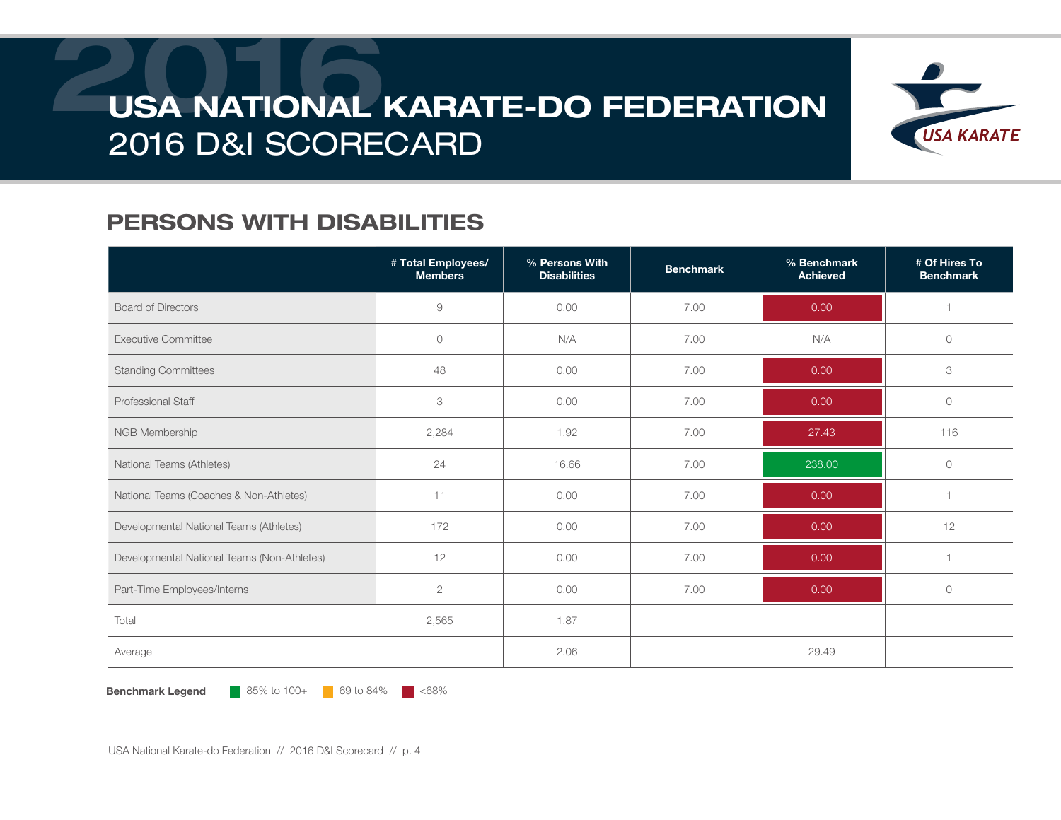# USA NATIONAL KARATE-DO FEDERATION
## 2016 D&I SCORECARD

## PERSONS WITH DISABILITIES

| | # Total Employees/ Members | % Persons With Disabilities | Benchmark | % Benchmark Achieved | # Of Hires To Benchmark |
|---|---|---|---|---|---|
| Board of Directors | 9 | 0.00 | 7.00 | 0.00 | 1 |
| Executive Committee | 0 | N/A | 7.00 | N/A | 0 |
| Standing Committees | 48 | 0.00 | 7.00 | 0.00 | 3 |
| Professional Staff | 3 | 0.00 | 7.00 | 0.00 | 0 |
| NGB Membership | 2,284 | 1.92 | 7.00 | 27.43 | 116 |
| National Teams (Athletes) | 24 | 16.66 | 7.00 | 238.00 | 0 |
| National Teams (Coaches & Non-Athletes) | 11 | 0.00 | 7.00 | 0.00 | 1 |
| Developmental National Teams (Athletes) | 172 | 0.00 | 7.00 | 0.00 | 12 |
| Developmental National Teams (Non-Athletes) | 12 | 0.00 | 7.00 | 0.00 | 1 |
| Part-Time Employees/Interns | 2 | 0.00 | 7.00 | 0.00 | 0 |
| Total | 2,565 | 1.87 | | | |
| Average | | 2.06 | | 29.49 | |

**Benchmark Legend** 85% to 100+ 69 to 84% <68%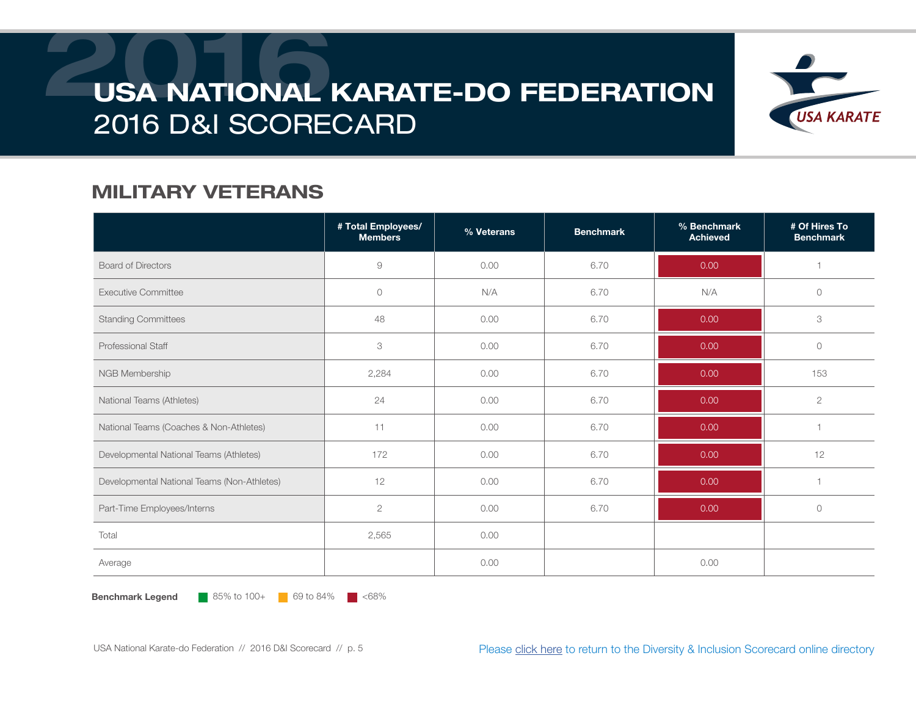# USA NATIONAL KARATE-DO FEDERATION
2016 D&I SCORECARD

## MILITARY VETERANS

| | # Total Employees/ Members | % Veterans | Benchmark | % Benchmark Achieved | # Of Hires To Benchmark |
|---|---|---|---|---|---|
| Board of Directors | 9 | 0.00 | 6.70 | 0.00 | 1 |
| Executive Committee | 0 | N/A | 6.70 | N/A | 0 |
| Standing Committees | 48 | 0.00 | 6.70 | 0.00 | 3 |
| Professional Staff | 3 | 0.00 | 6.70 | 0.00 | 0 |
| NGB Membership | 2,284 | 0.00 | 6.70 | 0.00 | 153 |
| National Teams (Athletes) | 24 | 0.00 | 6.70 | 0.00 | 2 |
| National Teams (Coaches & Non-Athletes) | 11 | 0.00 | 6.70 | 0.00 | 1 |
| Developmental National Teams (Athletes) | 172 | 0.00 | 6.70 | 0.00 | 12 |
| Developmental National Teams (Non-Athletes) | 12 | 0.00 | 6.70 | 0.00 | 1 |
| Part-Time Employees/Interns | 2 | 0.00 | 6.70 | 0.00 | 0 |
| Total | 2,565 | 0.00 | | | |
| Average | | 0.00 | | 0.00 | |

**Benchmark Legend** 85% to 100+ 69 to 84% <68%

Please click here to return to the Diversity & Inclusion Scorecard online directory